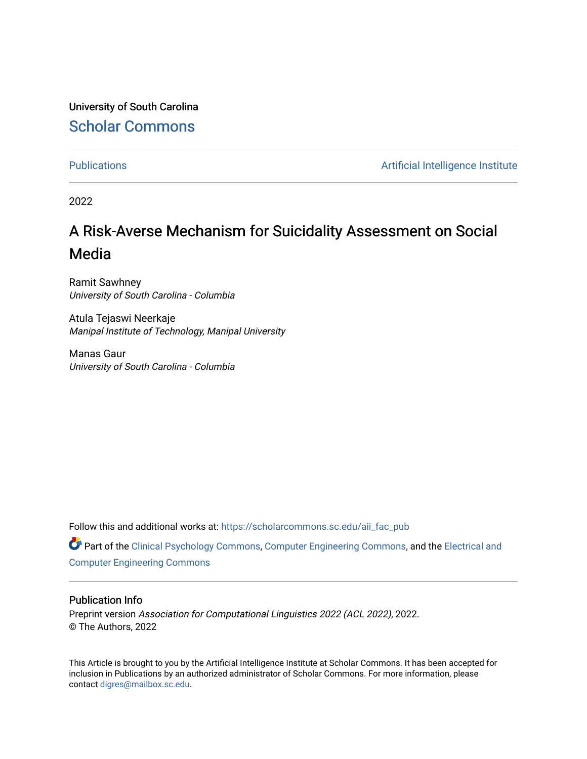University of South Carolina

Scholar Commons

Publications | Artificial Intelligence Institute

2022

# A Risk-Averse Mechanism for Suicidality Assessment on Social Media

Ramit Sawhney
*University of South Carolina - Columbia*

Atula Tejaswi Neerkaje
*Manipal Institute of Technology, Manipal University*

Manas Gaur
*University of South Carolina - Columbia*

Follow this and additional works at: https://scholarcommons.sc.edu/aii_fac_pub

Part of the Clinical Psychology Commons, Computer Engineering Commons, and the Electrical and Computer Engineering Commons

## Publication Info

Preprint version *Association for Computational Linguistics 2022 (ACL 2022)*, 2022.
© The Authors, 2022

This Article is brought to you by the Artificial Intelligence Institute at Scholar Commons. It has been accepted for inclusion in Publications by an authorized administrator of Scholar Commons. For more information, please contact digres@mailbox.sc.edu.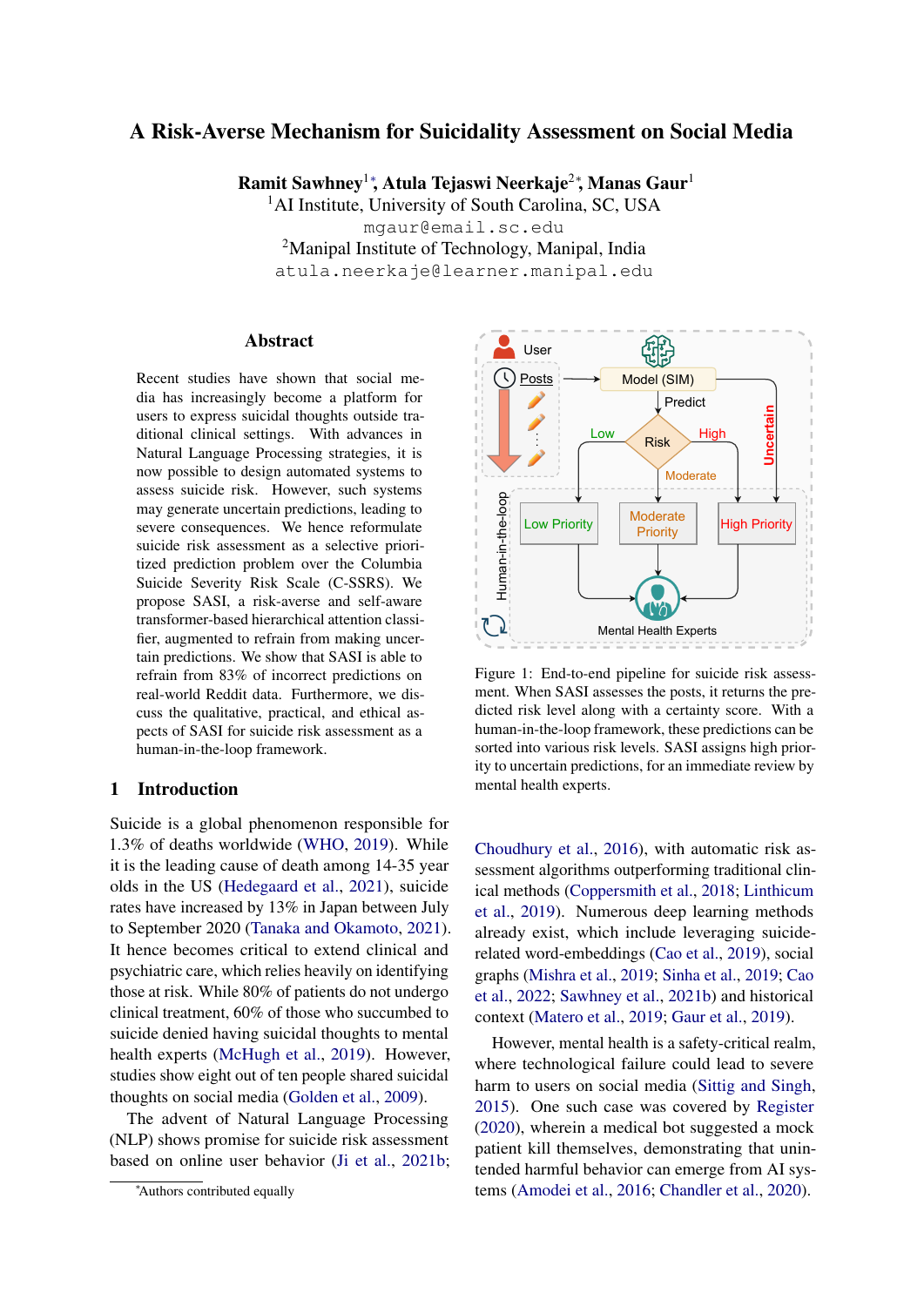# A Risk-Averse Mechanism for Suicidality Assessment on Social Media

**Ramit Sawhney**[1]*, **Atula Tejaswi Neerkaje**[2]*, **Manas Gaur**[1]

[1]AI Institute, University of South Carolina, SC, USA

mgaur@email.sc.edu

[2]Manipal Institute of Technology, Manipal, India

atula.neerkaje@learner.manipal.edu

## Abstract

Recent studies have shown that social media has increasingly become a platform for users to express suicidal thoughts outside traditional clinical settings. With advances in Natural Language Processing strategies, it is now possible to design automated systems to assess suicide risk. However, such systems may generate uncertain predictions, leading to severe consequences. We hence reformulate suicide risk assessment as a selective prioritized prediction problem over the Columbia Suicide Severity Risk Scale (C-SSRS). We propose SASI, a risk-averse and self-aware transformer-based hierarchical attention classifier, augmented to refrain from making uncertain predictions. We show that SASI is able to refrain from 83% of incorrect predictions on real-world Reddit data. Furthermore, we discuss the qualitative, practical, and ethical aspects of SASI for suicide risk assessment as a human-in-the-loop framework.

Figure 1: End-to-end pipeline for suicide risk assessment. When SASI assesses the posts, it returns the predicted risk level along with a certainty score. With a human-in-the-loop framework, these predictions can be sorted into various risk levels. SASI assigns high priority to uncertain predictions, for an immediate review by mental health experts.

## 1 Introduction

Suicide is a global phenomenon responsible for 1.3% of deaths worldwide (WHO, 2019). While it is the leading cause of death among 14-35 year olds in the US (Hedegaard et al., 2021), suicide rates have increased by 13% in Japan between July to September 2020 (Tanaka and Okamoto, 2021). It hence becomes critical to extend clinical and psychiatric care, which relies heavily on identifying those at risk. While 80% of patients do not undergo clinical treatment, 60% of those who succumbed to suicide denied having suicidal thoughts to mental health experts (McHugh et al., 2019). However, studies show eight out of ten people shared suicidal thoughts on social media (Golden et al., 2009).

The advent of Natural Language Processing (NLP) shows promise for suicide risk assessment based on online user behavior (Ji et al., 2021b; Choudhury et al., 2016), with automatic risk assessment algorithms outperforming traditional clinical methods (Coppersmith et al., 2018; Linthicum et al., 2019). Numerous deep learning methods already exist, which include leveraging suicide-related word-embeddings (Cao et al., 2019), social graphs (Mishra et al., 2019; Sinha et al., 2019; Cao et al., 2022; Sawhney et al., 2021b) and historical context (Matero et al., 2019; Gaur et al., 2019).

However, mental health is a safety-critical realm, where technological failure could lead to severe harm to users on social media (Sittig and Singh, 2015). One such case was covered by Register (2020), wherein a medical bot suggested a mock patient kill themselves, demonstrating that unintended harmful behavior can emerge from AI systems (Amodei et al., 2016; Chandler et al., 2020).

*Authors contributed equally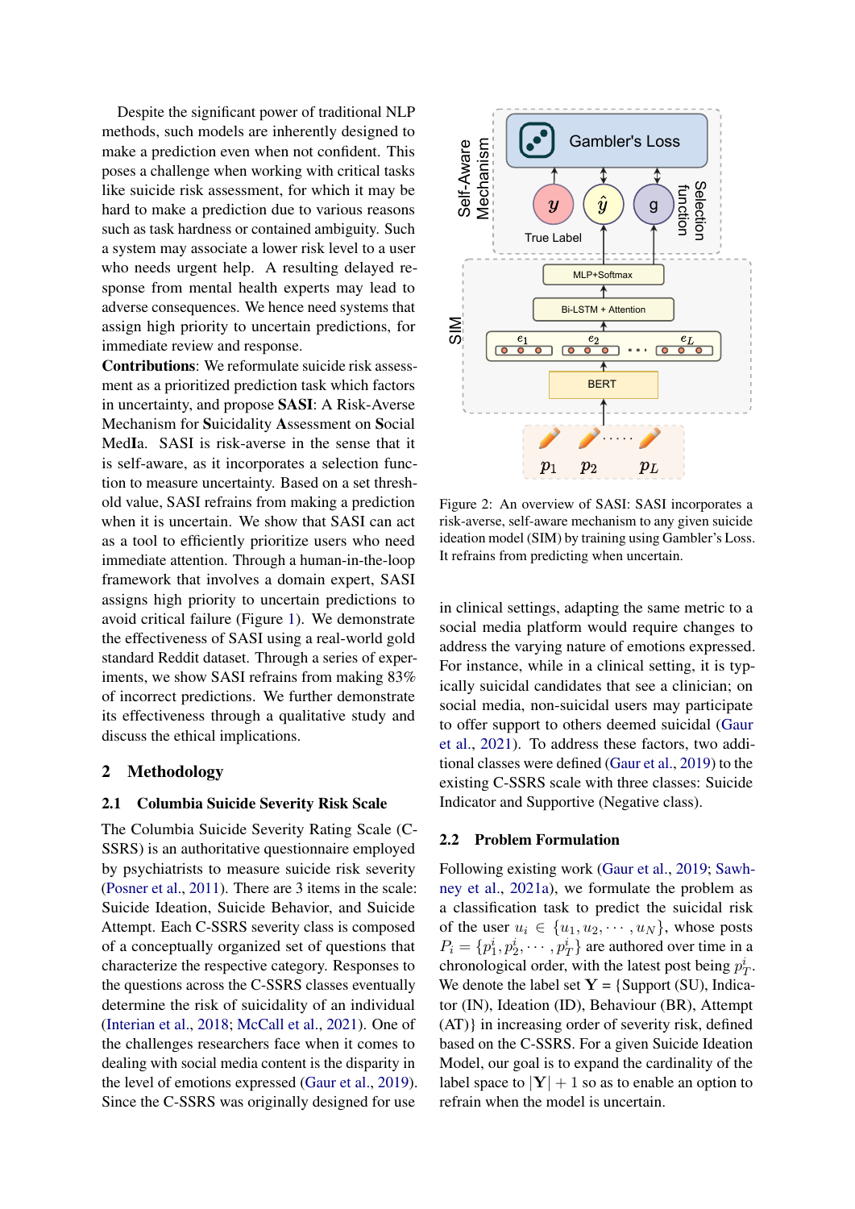Despite the significant power of traditional NLP methods, such models are inherently designed to make a prediction even when not confident. This poses a challenge when working with critical tasks like suicide risk assessment, for which it may be hard to make a prediction due to various reasons such as task hardness or contained ambiguity. Such a system may associate a lower risk level to a user who needs urgent help. A resulting delayed response from mental health experts may lead to adverse consequences. We hence need systems that assign high priority to uncertain predictions, for immediate review and response.

**Contributions**: We reformulate suicide risk assessment as a prioritized prediction task which factors in uncertainty, and propose **SASI**: A Risk-Averse Mechanism for **S**uicidality **A**ssessment on **S**ocial Med**I**a. SASI is risk-averse in the sense that it is self-aware, as it incorporates a selection function to measure uncertainty. Based on a set threshold value, SASI refrains from making a prediction when it is uncertain. We show that SASI can act as a tool to efficiently prioritize users who need immediate attention. Through a human-in-the-loop framework that involves a domain expert, SASI assigns high priority to uncertain predictions to avoid critical failure (Figure 1). We demonstrate the effectiveness of SASI using a real-world gold standard Reddit dataset. Through a series of experiments, we show SASI refrains from making 83% of incorrect predictions. We further demonstrate its effectiveness through a qualitative study and discuss the ethical implications.

Figure 2: An overview of SASI: SASI incorporates a risk-averse, self-aware mechanism to any given suicide ideation model (SIM) by training using Gambler's Loss. It refrains from predicting when uncertain.

## 2 Methodology

### 2.1 Columbia Suicide Severity Risk Scale

The Columbia Suicide Severity Rating Scale (C-SSRS) is an authoritative questionnaire employed by psychiatrists to measure suicide risk severity (Posner et al., 2011). There are 3 items in the scale: Suicide Ideation, Suicide Behavior, and Suicide Attempt. Each C-SSRS severity class is composed of a conceptually organized set of questions that characterize the respective category. Responses to the questions across the C-SSRS classes eventually determine the risk of suicidality of an individual (Interian et al., 2018; McCall et al., 2021). One of the challenges researchers face when it comes to dealing with social media content is the disparity in the level of emotions expressed (Gaur et al., 2019). Since the C-SSRS was originally designed for use in clinical settings, adapting the same metric to a social media platform would require changes to address the varying nature of emotions expressed. For instance, while in a clinical setting, it is typically suicidal candidates that see a clinician; on social media, non-suicidal users may participate to offer support to others deemed suicidal (Gaur et al., 2021). To address these factors, two additional classes were defined (Gaur et al., 2019) to the existing C-SSRS scale with three classes: Suicide Indicator and Supportive (Negative class).

### 2.2 Problem Formulation

Following existing work (Gaur et al., 2019; Sawhney et al., 2021a), we formulate the problem as a classification task to predict the suicidal risk of the user $u_i \in \{u_1, u_2, \cdots, u_N\}$, whose posts $P_i = \{p^i_1, p^i_2, \cdots, p^i_T\}$ are authored over time in a chronological order, with the latest post being $p^i_T$. We denote the label set $\mathbf{Y}$ = {Support (SU), Indicator (IN), Ideation (ID), Behaviour (BR), Attempt (AT)} in increasing order of severity risk, defined based on the C-SSRS. For a given Suicide Ideation Model, our goal is to expand the cardinality of the label space to $|\mathbf{Y}| + 1$ so as to enable an option to refrain when the model is uncertain.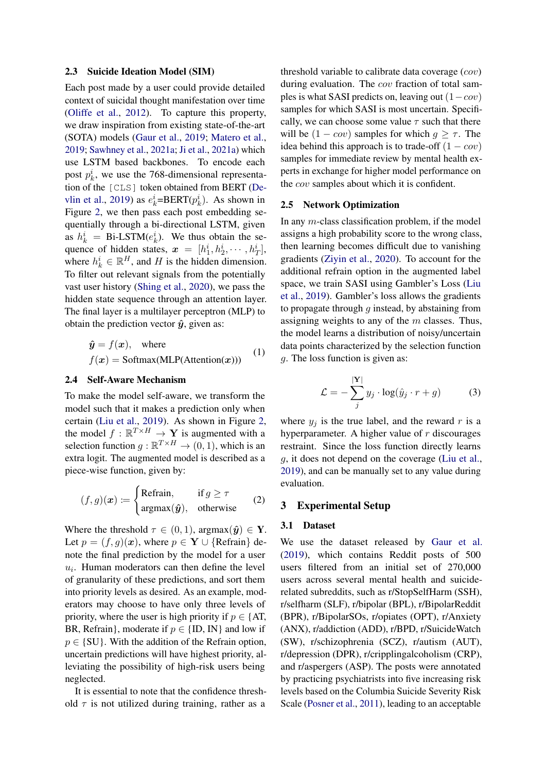### 2.3 Suicide Ideation Model (SIM)

Each post made by a user could provide detailed context of suicidal thought manifestation over time (Oliffe et al., 2012). To capture this property, we draw inspiration from existing state-of-the-art (SOTA) models (Gaur et al., 2019; Matero et al., 2019; Sawhney et al., 2021a; Ji et al., 2021a) which use LSTM based backbones. To encode each post $p_k^i$, we use the 768-dimensional representation of the [CLS] token obtained from BERT (Devlin et al., 2019) as $e_k^i$=BERT($p_k^i$). As shown in Figure 2, we then pass each post embedding sequentially through a bi-directional LSTM, given as $h_k^i$ = Bi-LSTM($e_k^i$). We thus obtain the sequence of hidden states, $\boldsymbol{x} = [h_1^i, h_2^i, \cdots, h_T^i]$, where $h_k^i \in \mathbb{R}^H$, and $H$ is the hidden dimension. To filter out relevant signals from the potentially vast user history (Shing et al., 2020), we pass the hidden state sequence through an attention layer. The final layer is a multilayer perceptron (MLP) to obtain the prediction vector $\hat{\boldsymbol{y}}$, given as:

$$\begin{aligned} &\hat{\boldsymbol{y}} = f(\boldsymbol{x}), \quad \text{where} \\ &f(\boldsymbol{x}) = \text{Softmax}(\text{MLP}(\text{Attention}(\boldsymbol{x}))) \end{aligned} \tag{1}$$

### 2.4 Self-Aware Mechanism

To make the model self-aware, we transform the model such that it makes a prediction only when certain (Liu et al., 2019). As shown in Figure 2, the model $f : \mathbb{R}^{T \times H} \rightarrow \mathbf{Y}$ is augmented with a selection function $g : \mathbb{R}^{T \times H} \rightarrow (0, 1)$, which is an extra logit. The augmented model is described as a piece-wise function, given by:

$$(f, g)(\boldsymbol{x}) := \begin{cases} \text{Refrain}, & \text{if } g \geq \tau \\ \text{argmax}(\hat{\boldsymbol{y}}), & \text{otherwise} \end{cases} \tag{2}$$

Where the threshold $\tau \in (0, 1)$, argmax$(\hat{\boldsymbol{y}}) \in \mathbf{Y}$. Let $p = (f, g)(\boldsymbol{x})$, where $p \in \mathbf{Y} \cup \{\text{Refrain}\}$ denote the final prediction by the model for a user $u_i$. Human moderators can then define the level of granularity of these predictions, and sort them into priority levels as desired. As an example, moderators may choose to have only three levels of priority, where the user is high priority if $p \in \{$AT, BR, Refrain$\}$, moderate if $p \in \{$ID, IN$\}$ and low if $p \in \{$SU$\}$. With the addition of the Refrain option, uncertain predictions will have highest priority, alleviating the possibility of high-risk users being neglected.

It is essential to note that the confidence threshold $\tau$ is not utilized during training, rather as a threshold variable to calibrate data coverage ($cov$) during evaluation. The $cov$ fraction of total samples is what SASI predicts on, leaving out $(1-cov)$ samples for which SASI is most uncertain. Specifically, we can choose some value $\tau$ such that there will be $(1 - cov)$ samples for which $g \geq \tau$. The idea behind this approach is to trade-off $(1 - cov)$ samples for immediate review by mental health experts in exchange for higher model performance on the $cov$ samples about which it is confident.

### 2.5 Network Optimization

In any $m$-class classification problem, if the model assigns a high probability score to the wrong class, then learning becomes difficult due to vanishing gradients (Ziyin et al., 2020). To account for the additional refrain option in the augmented label space, we train SASI using Gambler's Loss (Liu et al., 2019). Gambler's loss allows the gradients to propagate through $g$ instead, by abstaining from assigning weights to any of the $m$ classes. Thus, the model learns a distribution of noisy/uncertain data points characterized by the selection function $g$. The loss function is given as:

$$\mathcal{L} = -\sum_{j}^{|\mathbf{Y}|} y_j \cdot \log(\hat{y}_j \cdot r + g) \tag{3}$$

where $y_j$ is the true label, and the reward $r$ is a hyperparameter. A higher value of $r$ discourages restraint. Since the loss function directly learns $g$, it does not depend on the coverage (Liu et al., 2019), and can be manually set to any value during evaluation.

## 3 Experimental Setup

### 3.1 Dataset

We use the dataset released by Gaur et al. (2019), which contains Reddit posts of 500 users filtered from an initial set of 270,000 users across several mental health and suicide-related subreddits, such as r/StopSelfHarm (SSH), r/selfharm (SLF), r/bipolar (BPL), r/BipolarReddit (BPR), r/BipolarSOs, r/opiates (OPT), r/Anxiety (ANX), r/addiction (ADD), r/BPD, r/SuicideWatch (SW), r/schizophrenia (SCZ), r/autism (AUT), r/depression (DPR), r/cripplingalcoholism (CRP), and r/aspergers (ASP). The posts were annotated by practicing psychiatrists into five increasing risk levels based on the Columbia Suicide Severity Risk Scale (Posner et al., 2011), leading to an acceptable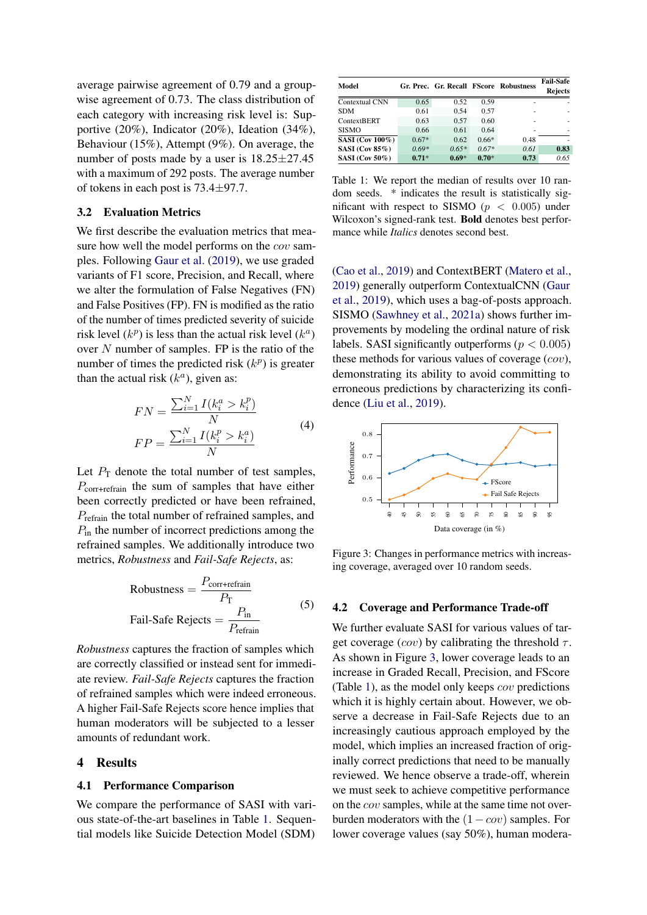average pairwise agreement of 0.79 and a groupwise agreement of 0.73. The class distribution of each category with increasing risk level is: Supportive (20%), Indicator (20%), Ideation (34%), Behaviour (15%), Attempt (9%). On average, the number of posts made by a user is 18.25±27.45 with a maximum of 292 posts. The average number of tokens in each post is 73.4±97.7.

## 3.2 Evaluation Metrics

We first describe the evaluation metrics that measure how well the model performs on the $cov$ samples. Following Gaur et al. (2019), we use graded variants of F1 score, Precision, and Recall, where we alter the formulation of False Negatives (FN) and False Positives (FP). FN is modified as the ratio of the number of times predicted severity of suicide risk level ($k^p$) is less than the actual risk level ($k^a$) over $N$ number of samples. FP is the ratio of the number of times the predicted risk ($k^p$) is greater than the actual risk ($k^a$), given as:

$$FN = \frac{\sum_{i=1}^{N} I(k_i^a > k_i^p)}{N}$$
$$FP = \frac{\sum_{i=1}^{N} I(k_i^p > k_i^a)}{N} \tag{4}$$

Let $P_{\text{T}}$ denote the total number of test samples, $P_{\text{corr+refrain}}$ the sum of samples that have either been correctly predicted or have been refrained, $P_{\text{refrain}}$ the total number of refrained samples, and $P_{\text{in}}$ the number of incorrect predictions among the refrained samples. We additionally introduce two metrics, *Robustness* and *Fail-Safe Rejects*, as:

$$\text{Robustness} = \frac{P_{\text{corr+refrain}}}{P_{\text{T}}}$$
$$\text{Fail-Safe Rejects} = \frac{P_{\text{in}}}{P_{\text{refrain}}} \tag{5}$$

*Robustness* captures the fraction of samples which are correctly classified or instead sent for immediate review. *Fail-Safe Rejects* captures the fraction of refrained samples which were indeed erroneous. A higher Fail-Safe Rejects score hence implies that human moderators will be subjected to a lesser amounts of redundant work.

# 4 Results

## 4.1 Performance Comparison

We compare the performance of SASI with various state-of-the-art baselines in Table 1. Sequential models like Suicide Detection Model (SDM) (Cao et al., 2019) and ContextBERT (Matero et al., 2019) generally outperform ContextualCNN (Gaur et al., 2019), which uses a bag-of-posts approach. SISMO (Sawhney et al., 2021a) shows further improvements by modeling the ordinal nature of risk labels. SASI significantly outperforms ($p < 0.005$) these methods for various values of coverage ($cov$), demonstrating its ability to avoid committing to erroneous predictions by characterizing its confidence (Liu et al., 2019).

| Model | Gr. Prec. | Gr. Recall | FScore | Robustness | Fail-Safe Rejects |
|---|---|---|---|---|---|
| Contextual CNN | 0.65 | 0.52 | 0.59 | - | - |
| SDM | 0.61 | 0.54 | 0.57 | - | - |
| ContextBERT | 0.63 | 0.57 | 0.60 | - | - |
| SISMO | 0.66 | 0.61 | 0.64 | - | - |
| **SASI (Cov 100%)** | 0.67* | 0.62 | 0.66* | 0.48 | - |
| **SASI (Cov 85%)** | *0.69** | *0.65** | *0.67** | *0.61* | **0.83** |
| **SASI (Cov 50%)** | **0.71*** | **0.69*** | **0.70*** | **0.73** | *0.65* |

Table 1: We report the median of results over 10 random seeds. * indicates the result is statistically significant with respect to SISMO ($p < 0.005$) under Wilcoxon's signed-rank test. **Bold** denotes best performance while *Italics* denotes second best.

Figure 3: Changes in performance metrics with increasing coverage, averaged over 10 random seeds.

## 4.2 Coverage and Performance Trade-off

We further evaluate SASI for various values of target coverage ($cov$) by calibrating the threshold $\tau$. As shown in Figure 3, lower coverage leads to an increase in Graded Recall, Precision, and FScore (Table 1), as the model only keeps $cov$ predictions which it is highly certain about. However, we observe a decrease in Fail-Safe Rejects due to an increasingly cautious approach employed by the model, which implies an increased fraction of originally correct predictions that need to be manually reviewed. We hence observe a trade-off, wherein we must seek to achieve competitive performance on the $cov$ samples, while at the same time not overburden moderators with the $(1 - cov)$ samples. For lower coverage values (say 50%), human modera-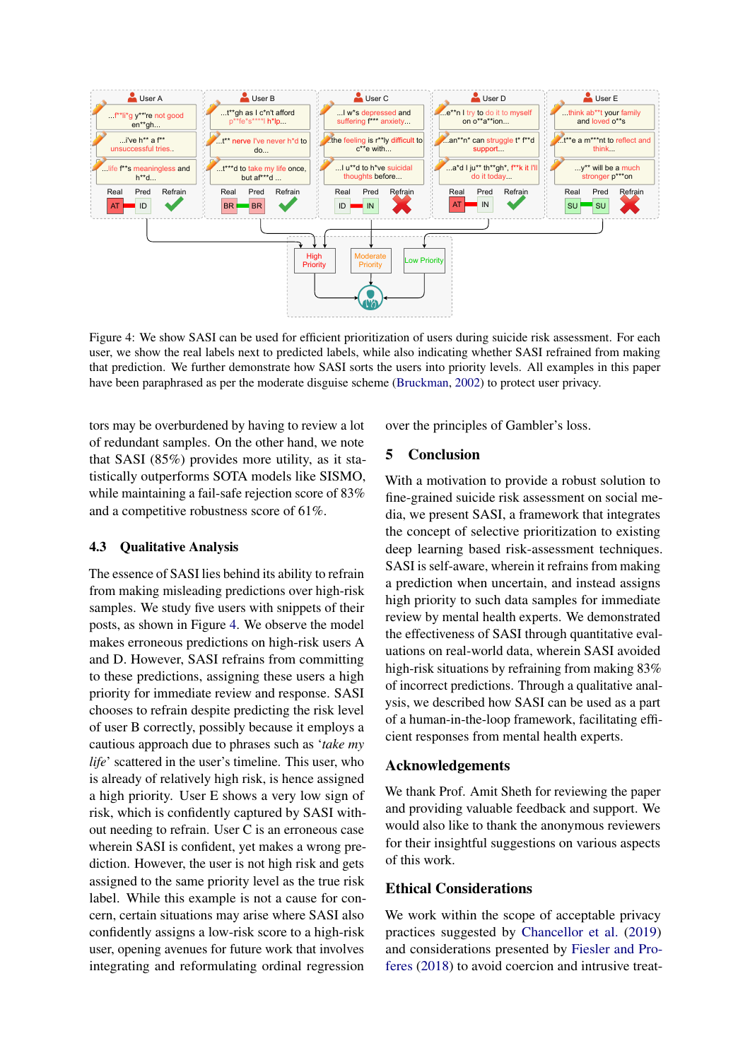Figure 4: We show SASI can be used for efficient prioritization of users during suicide risk assessment. For each user, we show the real labels next to predicted labels, while also indicating whether SASI refrained from making that prediction. We further demonstrate how SASI sorts the users into priority levels. All examples in this paper have been paraphrased as per the moderate disguise scheme (Bruckman, 2002) to protect user privacy.

tors may be overburdened by having to review a lot of redundant samples. On the other hand, we note that SASI (85%) provides more utility, as it statistically outperforms SOTA models like SISMO, while maintaining a fail-safe rejection score of 83% and a competitive robustness score of 61%.

### 4.3 Qualitative Analysis

The essence of SASI lies behind its ability to refrain from making misleading predictions over high-risk samples. We study five users with snippets of their posts, as shown in Figure 4. We observe the model makes erroneous predictions on high-risk users A and D. However, SASI refrains from committing to these predictions, assigning these users a high priority for immediate review and response. SASI chooses to refrain despite predicting the risk level of user B correctly, possibly because it employs a cautious approach due to phrases such as '*take my life*' scattered in the user's timeline. This user, who is already of relatively high risk, is hence assigned a high priority. User E shows a very low sign of risk, which is confidently captured by SASI without needing to refrain. User C is an erroneous case wherein SASI is confident, yet makes a wrong prediction. However, the user is not high risk and gets assigned to the same priority level as the true risk label. While this example is not a cause for concern, certain situations may arise where SASI also confidently assigns a low-risk score to a high-risk user, opening avenues for future work that involves integrating and reformulating ordinal regression over the principles of Gambler's loss.

## 5 Conclusion

With a motivation to provide a robust solution to fine-grained suicide risk assessment on social media, we present SASI, a framework that integrates the concept of selective prioritization to existing deep learning based risk-assessment techniques. SASI is self-aware, wherein it refrains from making a prediction when uncertain, and instead assigns high priority to such data samples for immediate review by mental health experts. We demonstrated the effectiveness of SASI through quantitative evaluations on real-world data, wherein SASI avoided high-risk situations by refraining from making 83% of incorrect predictions. Through a qualitative analysis, we described how SASI can be used as a part of a human-in-the-loop framework, facilitating efficient responses from mental health experts.

## Acknowledgements

We thank Prof. Amit Sheth for reviewing the paper and providing valuable feedback and support. We would also like to thank the anonymous reviewers for their insightful suggestions on various aspects of this work.

## Ethical Considerations

We work within the scope of acceptable privacy practices suggested by Chancellor et al. (2019) and considerations presented by Fiesler and Proferes (2018) to avoid coercion and intrusive treat-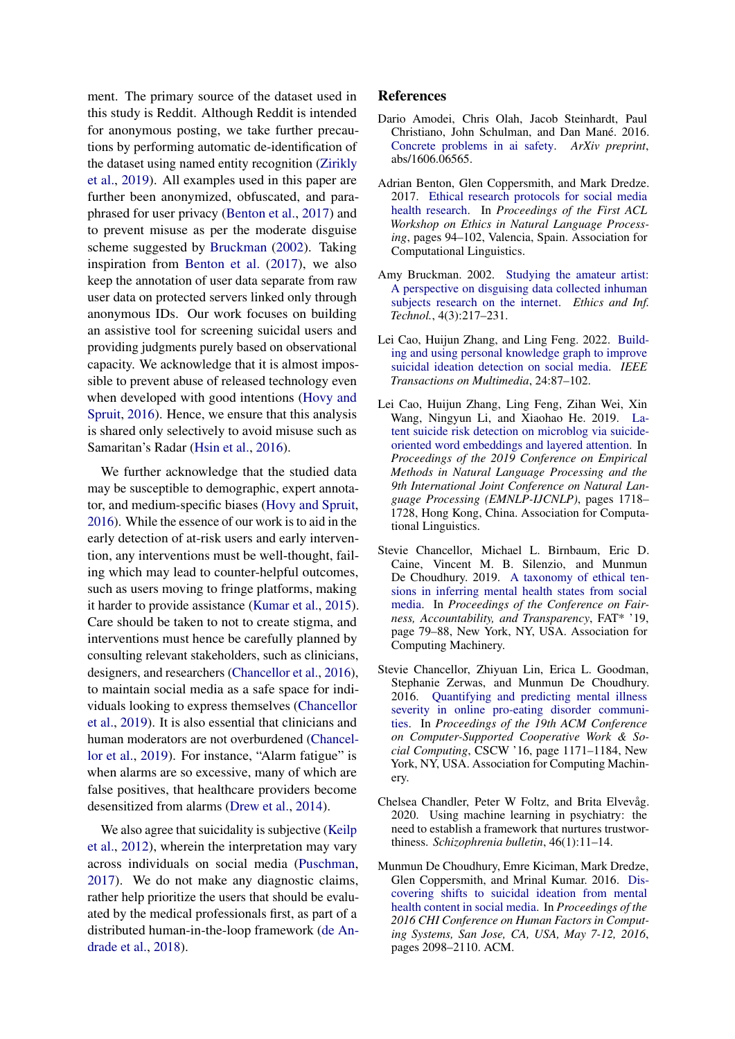ment. The primary source of the dataset used in this study is Reddit. Although Reddit is intended for anonymous posting, we take further precautions by performing automatic de-identification of the dataset using named entity recognition (Zirikly et al., 2019). All examples used in this paper are further been anonymized, obfuscated, and paraphrased for user privacy (Benton et al., 2017) and to prevent misuse as per the moderate disguise scheme suggested by Bruckman (2002). Taking inspiration from Benton et al. (2017), we also keep the annotation of user data separate from raw user data on protected servers linked only through anonymous IDs. Our work focuses on building an assistive tool for screening suicidal users and providing judgments purely based on observational capacity. We acknowledge that it is almost impossible to prevent abuse of released technology even when developed with good intentions (Hovy and Spruit, 2016). Hence, we ensure that this analysis is shared only selectively to avoid misuse such as Samaritan's Radar (Hsin et al., 2016).

We further acknowledge that the studied data may be susceptible to demographic, expert annotator, and medium-specific biases (Hovy and Spruit, 2016). While the essence of our work is to aid in the early detection of at-risk users and early intervention, any interventions must be well-thought, failing which may lead to counter-helpful outcomes, such as users moving to fringe platforms, making it harder to provide assistance (Kumar et al., 2015). Care should be taken to not to create stigma, and interventions must hence be carefully planned by consulting relevant stakeholders, such as clinicians, designers, and researchers (Chancellor et al., 2016), to maintain social media as a safe space for individuals looking to express themselves (Chancellor et al., 2019). It is also essential that clinicians and human moderators are not overburdened (Chancellor et al., 2019). For instance, "Alarm fatigue" is when alarms are so excessive, many of which are false positives, that healthcare providers become desensitized from alarms (Drew et al., 2014).

We also agree that suicidality is subjective (Keilp et al., 2012), wherein the interpretation may vary across individuals on social media (Puschman, 2017). We do not make any diagnostic claims, rather help prioritize the users that should be evaluated by the medical professionals first, as part of a distributed human-in-the-loop framework (de Andrade et al., 2018).

## References

Dario Amodei, Chris Olah, Jacob Steinhardt, Paul Christiano, John Schulman, and Dan Mané. 2016. Concrete problems in ai safety. *ArXiv preprint*, abs/1606.06565.

Adrian Benton, Glen Coppersmith, and Mark Dredze. 2017. Ethical research protocols for social media health research. In *Proceedings of the First ACL Workshop on Ethics in Natural Language Processing*, pages 94–102, Valencia, Spain. Association for Computational Linguistics.

Amy Bruckman. 2002. Studying the amateur artist: A perspective on disguising data collected inhuman subjects research on the internet. *Ethics and Inf. Technol.*, 4(3):217–231.

Lei Cao, Huijun Zhang, and Ling Feng. 2022. Building and using personal knowledge graph to improve suicidal ideation detection on social media. *IEEE Transactions on Multimedia*, 24:87–102.

Lei Cao, Huijun Zhang, Ling Feng, Zihan Wei, Xin Wang, Ningyun Li, and Xiaohao He. 2019. Latent suicide risk detection on microblog via suicide-oriented word embeddings and layered attention. In *Proceedings of the 2019 Conference on Empirical Methods in Natural Language Processing and the 9th International Joint Conference on Natural Language Processing (EMNLP-IJCNLP)*, pages 1718–1728, Hong Kong, China. Association for Computational Linguistics.

Stevie Chancellor, Michael L. Birnbaum, Eric D. Caine, Vincent M. B. Silenzio, and Munmun De Choudhury. 2019. A taxonomy of ethical tensions in inferring mental health states from social media. In *Proceedings of the Conference on Fairness, Accountability, and Transparency*, FAT* '19, page 79–88, New York, NY, USA. Association for Computing Machinery.

Stevie Chancellor, Zhiyuan Lin, Erica L. Goodman, Stephanie Zerwas, and Munmun De Choudhury. 2016. Quantifying and predicting mental illness severity in online pro-eating disorder communities. In *Proceedings of the 19th ACM Conference on Computer-Supported Cooperative Work & Social Computing*, CSCW '16, page 1171–1184, New York, NY, USA. Association for Computing Machinery.

Chelsea Chandler, Peter W Foltz, and Brita Elvevåg. 2020. Using machine learning in psychiatry: the need to establish a framework that nurtures trustworthiness. *Schizophrenia bulletin*, 46(1):11–14.

Munmun De Choudhury, Emre Kiciman, Mark Dredze, Glen Coppersmith, and Mrinal Kumar. 2016. Discovering shifts to suicidal ideation from mental health content in social media. In *Proceedings of the 2016 CHI Conference on Human Factors in Computing Systems, San Jose, CA, USA, May 7-12, 2016*, pages 2098–2110. ACM.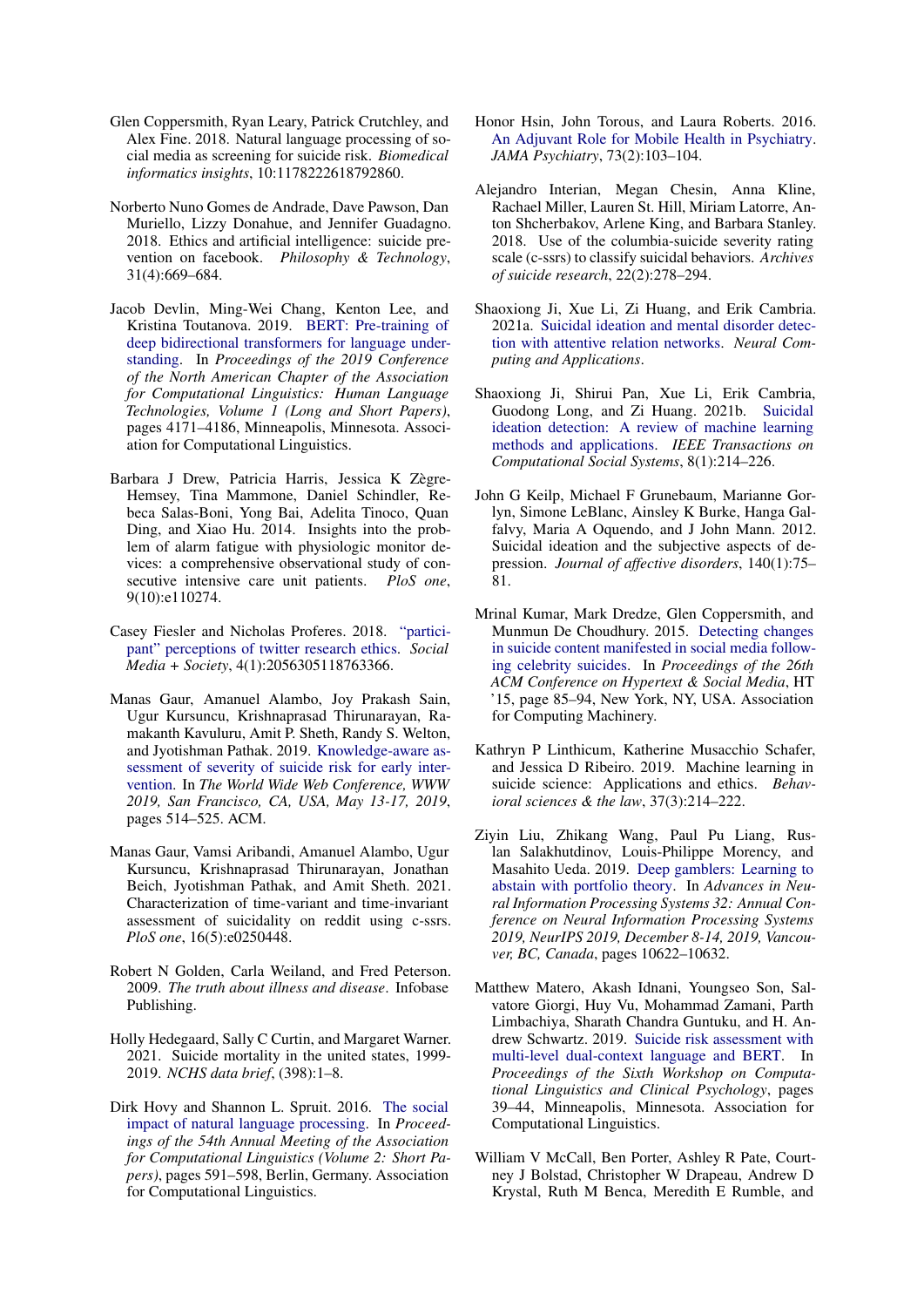Glen Coppersmith, Ryan Leary, Patrick Crutchley, and Alex Fine. 2018. Natural language processing of social media as screening for suicide risk. *Biomedical informatics insights*, 10:1178222618792860.

Norberto Nuno Gomes de Andrade, Dave Pawson, Dan Muriello, Lizzy Donahue, and Jennifer Guadagno. 2018. Ethics and artificial intelligence: suicide prevention on facebook. *Philosophy & Technology*, 31(4):669–684.

Jacob Devlin, Ming-Wei Chang, Kenton Lee, and Kristina Toutanova. 2019. BERT: Pre-training of deep bidirectional transformers for language understanding. In *Proceedings of the 2019 Conference of the North American Chapter of the Association for Computational Linguistics: Human Language Technologies, Volume 1 (Long and Short Papers)*, pages 4171–4186, Minneapolis, Minnesota. Association for Computational Linguistics.

Barbara J Drew, Patricia Harris, Jessica K Zègre-Hemsey, Tina Mammone, Daniel Schindler, Rebeca Salas-Boni, Yong Bai, Adelita Tinoco, Quan Ding, and Xiao Hu. 2014. Insights into the problem of alarm fatigue with physiologic monitor devices: a comprehensive observational study of consecutive intensive care unit patients. *PloS one*, 9(10):e110274.

Casey Fiesler and Nicholas Proferes. 2018. "participant" perceptions of twitter research ethics. *Social Media + Society*, 4(1):2056305118763366.

Manas Gaur, Amanuel Alambo, Joy Prakash Sain, Ugur Kursuncu, Krishnaprasad Thirunarayan, Ramakanth Kavuluru, Amit P. Sheth, Randy S. Welton, and Jyotishman Pathak. 2019. Knowledge-aware assessment of severity of suicide risk for early intervention. In *The World Wide Web Conference, WWW 2019, San Francisco, CA, USA, May 13-17, 2019*, pages 514–525. ACM.

Manas Gaur, Vamsi Aribandi, Amanuel Alambo, Ugur Kursuncu, Krishnaprasad Thirunarayan, Jonathan Beich, Jyotishman Pathak, and Amit Sheth. 2021. Characterization of time-variant and time-invariant assessment of suicidality on reddit using c-ssrs. *PloS one*, 16(5):e0250448.

Robert N Golden, Carla Weiland, and Fred Peterson. 2009. *The truth about illness and disease*. Infobase Publishing.

Holly Hedegaard, Sally C Curtin, and Margaret Warner. 2021. Suicide mortality in the united states, 1999-2019. *NCHS data brief*, (398):1–8.

Dirk Hovy and Shannon L. Spruit. 2016. The social impact of natural language processing. In *Proceedings of the 54th Annual Meeting of the Association for Computational Linguistics (Volume 2: Short Papers)*, pages 591–598, Berlin, Germany. Association for Computational Linguistics.

Honor Hsin, John Torous, and Laura Roberts. 2016. An Adjuvant Role for Mobile Health in Psychiatry. *JAMA Psychiatry*, 73(2):103–104.

Alejandro Interian, Megan Chesin, Anna Kline, Rachael Miller, Lauren St. Hill, Miriam Latorre, Anton Shcherbakov, Arlene King, and Barbara Stanley. 2018. Use of the columbia-suicide severity rating scale (c-ssrs) to classify suicidal behaviors. *Archives of suicide research*, 22(2):278–294.

Shaoxiong Ji, Xue Li, Zi Huang, and Erik Cambria. 2021a. Suicidal ideation and mental disorder detection with attentive relation networks. *Neural Computing and Applications*.

Shaoxiong Ji, Shirui Pan, Xue Li, Erik Cambria, Guodong Long, and Zi Huang. 2021b. Suicidal ideation detection: A review of machine learning methods and applications. *IEEE Transactions on Computational Social Systems*, 8(1):214–226.

John G Keilp, Michael F Grunebaum, Marianne Gorlyn, Simone LeBlanc, Ainsley K Burke, Hanga Galfalvy, Maria A Oquendo, and J John Mann. 2012. Suicidal ideation and the subjective aspects of depression. *Journal of affective disorders*, 140(1):75–81.

Mrinal Kumar, Mark Dredze, Glen Coppersmith, and Munmun De Choudhury. 2015. Detecting changes in suicide content manifested in social media following celebrity suicides. In *Proceedings of the 26th ACM Conference on Hypertext & Social Media*, HT '15, page 85–94, New York, NY, USA. Association for Computing Machinery.

Kathryn P Linthicum, Katherine Musacchio Schafer, and Jessica D Ribeiro. 2019. Machine learning in suicide science: Applications and ethics. *Behavioral sciences & the law*, 37(3):214–222.

Ziyin Liu, Zhikang Wang, Paul Pu Liang, Ruslan Salakhutdinov, Louis-Philippe Morency, and Masahito Ueda. 2019. Deep gamblers: Learning to abstain with portfolio theory. In *Advances in Neural Information Processing Systems 32: Annual Conference on Neural Information Processing Systems 2019, NeurIPS 2019, December 8-14, 2019, Vancouver, BC, Canada*, pages 10622–10632.

Matthew Matero, Akash Idnani, Youngseo Son, Salvatore Giorgi, Huy Vu, Mohammad Zamani, Parth Limbachiya, Sharath Chandra Guntuku, and H. Andrew Schwartz. 2019. Suicide risk assessment with multi-level dual-context language and BERT. In *Proceedings of the Sixth Workshop on Computational Linguistics and Clinical Psychology*, pages 39–44, Minneapolis, Minnesota. Association for Computational Linguistics.

William V McCall, Ben Porter, Ashley R Pate, Courtney J Bolstad, Christopher W Drapeau, Andrew D Krystal, Ruth M Benca, Meredith E Rumble, and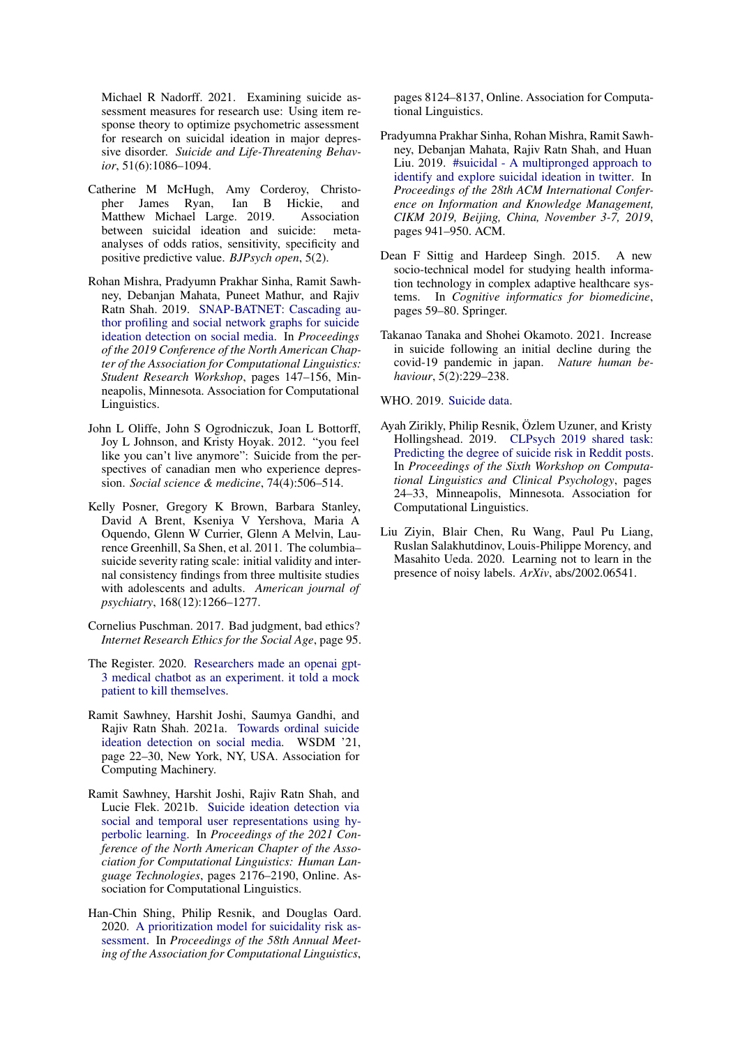Michael R Nadorff. 2021. Examining suicide assessment measures for research use: Using item response theory to optimize psychometric assessment for research on suicidal ideation in major depressive disorder. *Suicide and Life-Threatening Behavior*, 51(6):1086–1094.

Catherine M McHugh, Amy Corderoy, Christopher James Ryan, Ian B Hickie, and Matthew Michael Large. 2019. Association between suicidal ideation and suicide: meta-analyses of odds ratios, sensitivity, specificity and positive predictive value. *BJPsych open*, 5(2).

Rohan Mishra, Pradyumn Prakhar Sinha, Ramit Sawhney, Debanjan Mahata, Puneet Mathur, and Rajiv Ratn Shah. 2019. SNAP-BATNET: Cascading author profiling and social network graphs for suicide ideation detection on social media. In *Proceedings of the 2019 Conference of the North American Chapter of the Association for Computational Linguistics: Student Research Workshop*, pages 147–156, Minneapolis, Minnesota. Association for Computational Linguistics.

John L Oliffe, John S Ogrodniczuk, Joan L Bottorff, Joy L Johnson, and Kristy Hoyak. 2012. "you feel like you can't live anymore": Suicide from the perspectives of canadian men who experience depression. *Social science & medicine*, 74(4):506–514.

Kelly Posner, Gregory K Brown, Barbara Stanley, David A Brent, Kseniya V Yershova, Maria A Oquendo, Glenn W Currier, Glenn A Melvin, Laurence Greenhill, Sa Shen, et al. 2011. The columbia–suicide severity rating scale: initial validity and internal consistency findings from three multisite studies with adolescents and adults. *American journal of psychiatry*, 168(12):1266–1277.

Cornelius Puschman. 2017. Bad judgment, bad ethics? *Internet Research Ethics for the Social Age*, page 95.

The Register. 2020. Researchers made an openai gpt-3 medical chatbot as an experiment. it told a mock patient to kill themselves.

Ramit Sawhney, Harshit Joshi, Saumya Gandhi, and Rajiv Ratn Shah. 2021a. Towards ordinal suicide ideation detection on social media. WSDM '21, page 22–30, New York, NY, USA. Association for Computing Machinery.

Ramit Sawhney, Harshit Joshi, Rajiv Ratn Shah, and Lucie Flek. 2021b. Suicide ideation detection via social and temporal user representations using hyperbolic learning. In *Proceedings of the 2021 Conference of the North American Chapter of the Association for Computational Linguistics: Human Language Technologies*, pages 2176–2190, Online. Association for Computational Linguistics.

Han-Chin Shing, Philip Resnik, and Douglas Oard. 2020. A prioritization model for suicidality risk assessment. In *Proceedings of the 58th Annual Meeting of the Association for Computational Linguistics*, pages 8124–8137, Online. Association for Computational Linguistics.

Pradyumna Prakhar Sinha, Rohan Mishra, Ramit Sawhney, Debanjan Mahata, Rajiv Ratn Shah, and Huan Liu. 2019. #suicidal - A multipronged approach to identify and explore suicidal ideation in twitter. In *Proceedings of the 28th ACM International Conference on Information and Knowledge Management, CIKM 2019, Beijing, China, November 3-7, 2019*, pages 941–950. ACM.

Dean F Sittig and Hardeep Singh. 2015. A new socio-technical model for studying health information technology in complex adaptive healthcare systems. In *Cognitive informatics for biomedicine*, pages 59–80. Springer.

Takanao Tanaka and Shohei Okamoto. 2021. Increase in suicide following an initial decline during the covid-19 pandemic in japan. *Nature human behaviour*, 5(2):229–238.

WHO. 2019. Suicide data.

Ayah Zirikly, Philip Resnik, Özlem Uzuner, and Kristy Hollingshead. 2019. CLPsych 2019 shared task: Predicting the degree of suicide risk in Reddit posts. In *Proceedings of the Sixth Workshop on Computational Linguistics and Clinical Psychology*, pages 24–33, Minneapolis, Minnesota. Association for Computational Linguistics.

Liu Ziyin, Blair Chen, Ru Wang, Paul Pu Liang, Ruslan Salakhutdinov, Louis-Philippe Morency, and Masahito Ueda. 2020. Learning not to learn in the presence of noisy labels. *ArXiv*, abs/2002.06541.